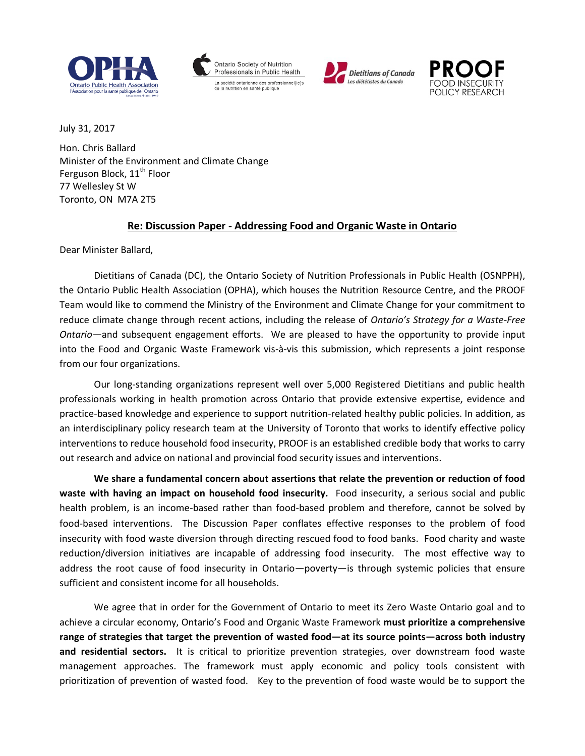OPHA Ontario Public Health Association l'Association pour la santé publique de l'Ontario

Ontario Society of Nutrition Professionals in Public Health
La société ontarienne des professionnel(le)s de la nutrition en santé publique

Dietitians of Canada
Les diététistes du Canada

PROOF FOOD INSECURITY POLICY RESEARCH

July 31, 2017

Hon. Chris Ballard
Minister of the Environment and Climate Change
Ferguson Block, 11th Floor
77 Wellesley St W
Toronto, ON M7A 2T5

**Re: Discussion Paper - Addressing Food and Organic Waste in Ontario**

Dear Minister Ballard,

Dietitians of Canada (DC), the Ontario Society of Nutrition Professionals in Public Health (OSNPPH), the Ontario Public Health Association (OPHA), which houses the Nutrition Resource Centre, and the PROOF Team would like to commend the Ministry of the Environment and Climate Change for your commitment to reduce climate change through recent actions, including the release of *Ontario's Strategy for a Waste-Free Ontario*—and subsequent engagement efforts. We are pleased to have the opportunity to provide input into the Food and Organic Waste Framework vis-à-vis this submission, which represents a joint response from our four organizations.

Our long-standing organizations represent well over 5,000 Registered Dietitians and public health professionals working in health promotion across Ontario that provide extensive expertise, evidence and practice-based knowledge and experience to support nutrition-related healthy public policies. In addition, as an interdisciplinary policy research team at the University of Toronto that works to identify effective policy interventions to reduce household food insecurity, PROOF is an established credible body that works to carry out research and advice on national and provincial food security issues and interventions.

**We share a fundamental concern about assertions that relate the prevention or reduction of food waste with having an impact on household food insecurity.** Food insecurity, a serious social and public health problem, is an income-based rather than food-based problem and therefore, cannot be solved by food-based interventions. The Discussion Paper conflates effective responses to the problem of food insecurity with food waste diversion through directing rescued food to food banks. Food charity and waste reduction/diversion initiatives are incapable of addressing food insecurity. The most effective way to address the root cause of food insecurity in Ontario—poverty—is through systemic policies that ensure sufficient and consistent income for all households.

We agree that in order for the Government of Ontario to meet its Zero Waste Ontario goal and to achieve a circular economy, Ontario's Food and Organic Waste Framework **must prioritize a comprehensive range of strategies that target the prevention of wasted food—at its source points—across both industry and residential sectors.** It is critical to prioritize prevention strategies, over downstream food waste management approaches. The framework must apply economic and policy tools consistent with prioritization of prevention of wasted food. Key to the prevention of food waste would be to support the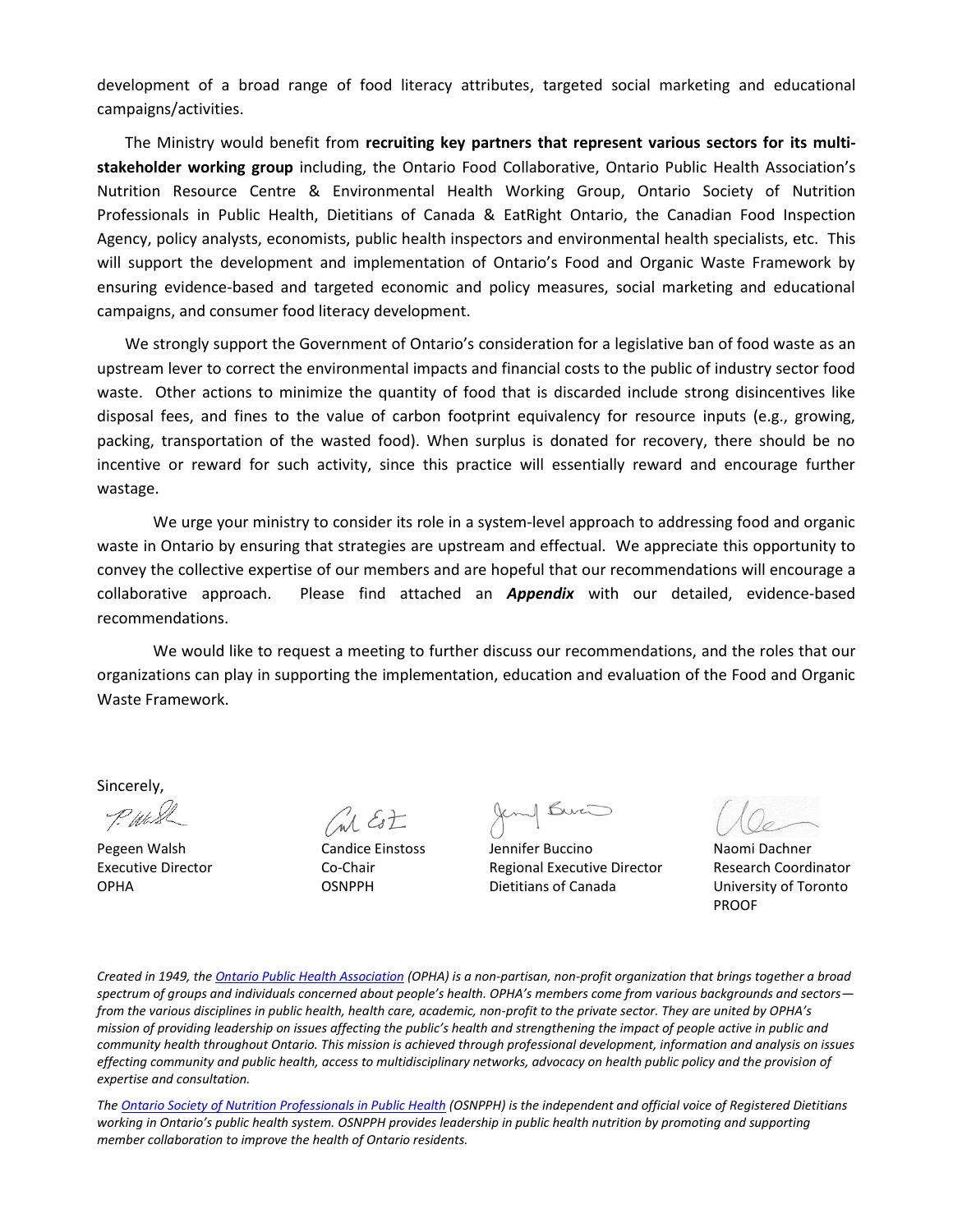development of a broad range of food literacy attributes, targeted social marketing and educational campaigns/activities.

The Ministry would benefit from **recruiting key partners that represent various sectors for its multi-stakeholder working group** including, the Ontario Food Collaborative, Ontario Public Health Association's Nutrition Resource Centre & Environmental Health Working Group, Ontario Society of Nutrition Professionals in Public Health, Dietitians of Canada & EatRight Ontario, the Canadian Food Inspection Agency, policy analysts, economists, public health inspectors and environmental health specialists, etc. This will support the development and implementation of Ontario's Food and Organic Waste Framework by ensuring evidence-based and targeted economic and policy measures, social marketing and educational campaigns, and consumer food literacy development.

We strongly support the Government of Ontario's consideration for a legislative ban of food waste as an upstream lever to correct the environmental impacts and financial costs to the public of industry sector food waste. Other actions to minimize the quantity of food that is discarded include strong disincentives like disposal fees, and fines to the value of carbon footprint equivalency for resource inputs (e.g., growing, packing, transportation of the wasted food). When surplus is donated for recovery, there should be no incentive or reward for such activity, since this practice will essentially reward and encourage further wastage.

We urge your ministry to consider its role in a system-level approach to addressing food and organic waste in Ontario by ensuring that strategies are upstream and effectual. We appreciate this opportunity to convey the collective expertise of our members and are hopeful that our recommendations will encourage a collaborative approach. Please find attached an ***Appendix*** with our detailed, evidence-based recommendations.

We would like to request a meeting to further discuss our recommendations, and the roles that our organizations can play in supporting the implementation, education and evaluation of the Food and Organic Waste Framework.

Sincerely,

Pegeen Walsh
Executive Director
OPHA

Candice Einstoss
Co-Chair
OSNPPH

Jennifer Buccino
Regional Executive Director
Dietitians of Canada

Naomi Dachner
Research Coordinator
University of Toronto
PROOF

*Created in 1949, the Ontario Public Health Association (OPHA) is a non-partisan, non-profit organization that brings together a broad spectrum of groups and individuals concerned about people's health. OPHA's members come from various backgrounds and sectors—from the various disciplines in public health, health care, academic, non-profit to the private sector. They are united by OPHA's mission of providing leadership on issues affecting the public's health and strengthening the impact of people active in public and community health throughout Ontario. This mission is achieved through professional development, information and analysis on issues effecting community and public health, access to multidisciplinary networks, advocacy on health public policy and the provision of expertise and consultation.*

*The Ontario Society of Nutrition Professionals in Public Health (OSNPPH) is the independent and official voice of Registered Dietitians working in Ontario's public health system. OSNPPH provides leadership in public health nutrition by promoting and supporting member collaboration to improve the health of Ontario residents.*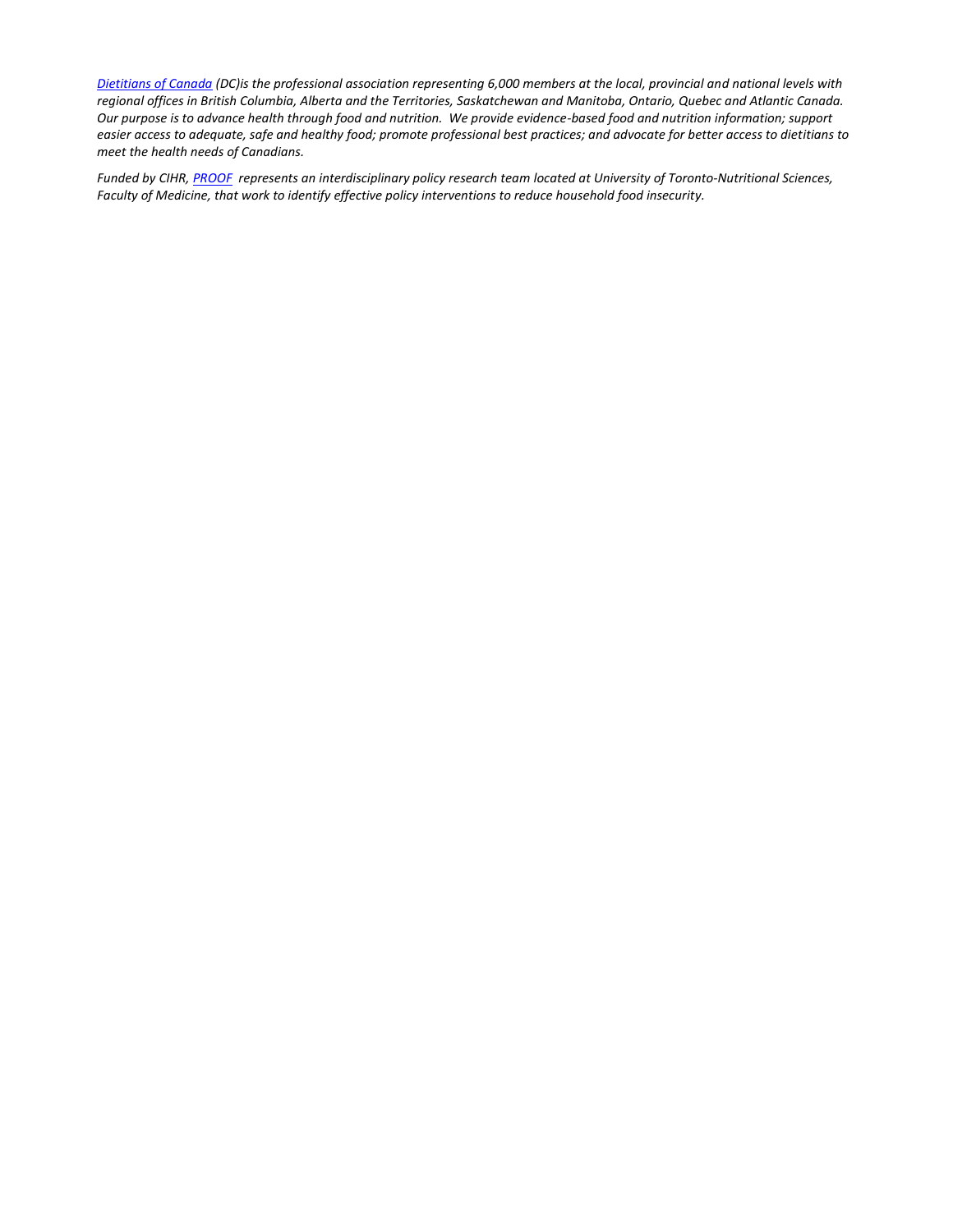*[Dietitians of Canada](https://www.dietitians.ca) (DC)is the professional association representing 6,000 members at the local, provincial and national levels with regional offices in British Columbia, Alberta and the Territories, Saskatchewan and Manitoba, Ontario, Quebec and Atlantic Canada. Our purpose is to advance health through food and nutrition. We provide evidence-based food and nutrition information; support easier access to adequate, safe and healthy food; promote professional best practices; and advocate for better access to dietitians to meet the health needs of Canadians.*

*Funded by CIHR, [PROOF](https://proof.utoronto.ca) represents an interdisciplinary policy research team located at University of Toronto-Nutritional Sciences, Faculty of Medicine, that work to identify effective policy interventions to reduce household food insecurity.*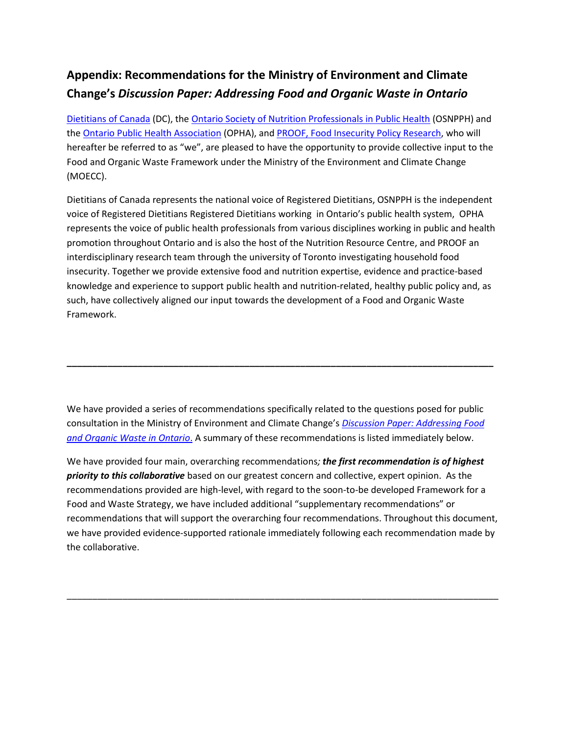## Appendix: Recommendations for the Ministry of Environment and Climate Change's *Discussion Paper: Addressing Food and Organic Waste in Ontario*

Dietitians of Canada (DC), the Ontario Society of Nutrition Professionals in Public Health (OSNPPH) and the Ontario Public Health Association (OPHA), and PROOF, Food Insecurity Policy Research, who will hereafter be referred to as "we", are pleased to have the opportunity to provide collective input to the Food and Organic Waste Framework under the Ministry of the Environment and Climate Change (MOECC).

Dietitians of Canada represents the national voice of Registered Dietitians, OSNPPH is the independent voice of Registered Dietitians Registered Dietitians working in Ontario's public health system, OPHA represents the voice of public health professionals from various disciplines working in public and health promotion throughout Ontario and is also the host of the Nutrition Resource Centre, and PROOF an interdisciplinary research team through the university of Toronto investigating household food insecurity. Together we provide extensive food and nutrition expertise, evidence and practice-based knowledge and experience to support public health and nutrition-related, healthy public policy and, as such, have collectively aligned our input towards the development of a Food and Organic Waste Framework.

---

We have provided a series of recommendations specifically related to the questions posed for public consultation in the Ministry of Environment and Climate Change's *Discussion Paper: Addressing Food and Organic Waste in Ontario*. A summary of these recommendations is listed immediately below.

We have provided four main, overarching recommendations*; **the first recommendation is of highest priority to this collaborative*** based on our greatest concern and collective, expert opinion. As the recommendations provided are high-level, with regard to the soon-to-be developed Framework for a Food and Waste Strategy, we have included additional "supplementary recommendations" or recommendations that will support the overarching four recommendations. Throughout this document, we have provided evidence-supported rationale immediately following each recommendation made by the collaborative.

---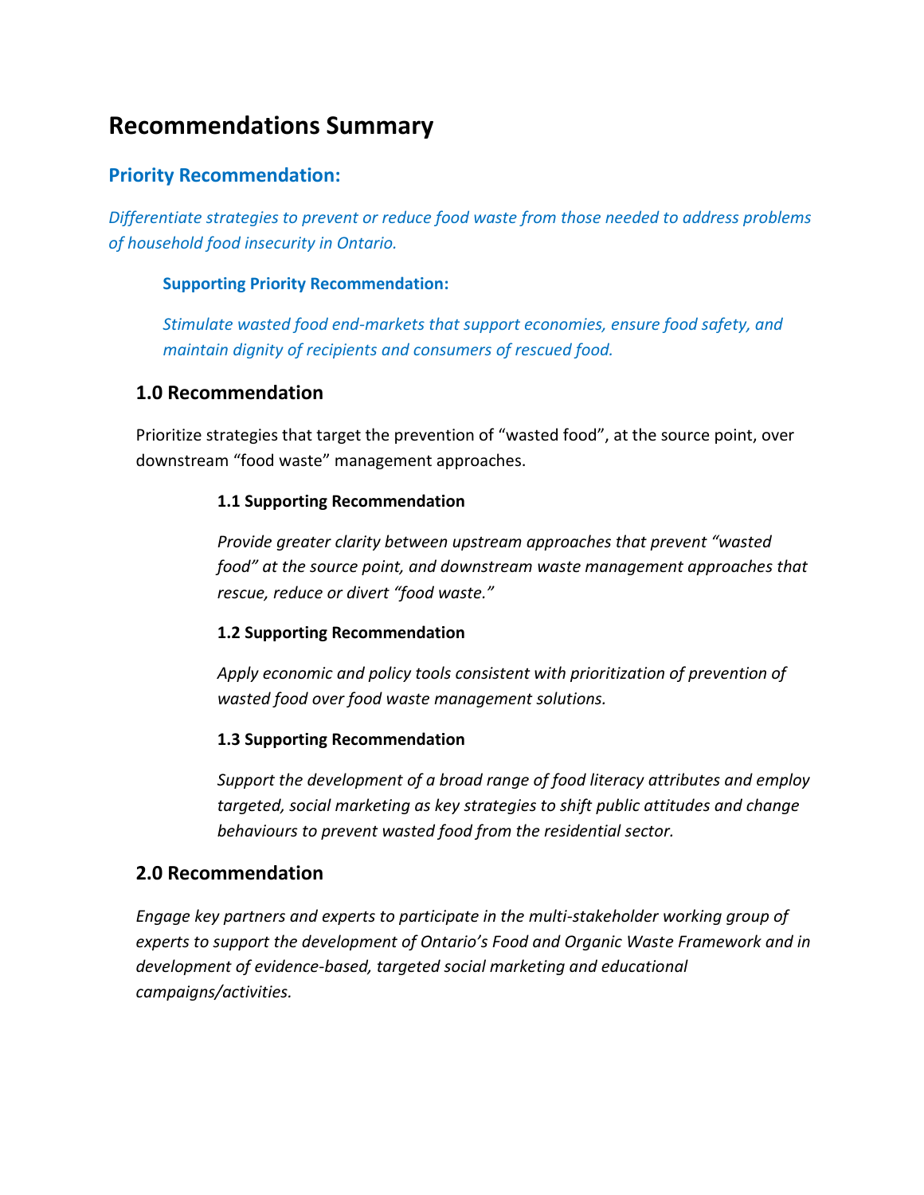# Recommendations Summary

## Priority Recommendation:

*Differentiate strategies to prevent or reduce food waste from those needed to address problems of household food insecurity in Ontario.*

### Supporting Priority Recommendation:

*Stimulate wasted food end-markets that support economies, ensure food safety, and maintain dignity of recipients and consumers of rescued food.*

## 1.0 Recommendation

Prioritize strategies that target the prevention of "wasted food", at the source point, over downstream "food waste" management approaches.

#### 1.1 Supporting Recommendation

*Provide greater clarity between upstream approaches that prevent "wasted food" at the source point, and downstream waste management approaches that rescue, reduce or divert "food waste."*

#### 1.2 Supporting Recommendation

*Apply economic and policy tools consistent with prioritization of prevention of wasted food over food waste management solutions.*

#### 1.3 Supporting Recommendation

*Support the development of a broad range of food literacy attributes and employ targeted, social marketing as key strategies to shift public attitudes and change behaviours to prevent wasted food from the residential sector.*

## 2.0 Recommendation

*Engage key partners and experts to participate in the multi-stakeholder working group of experts to support the development of Ontario's Food and Organic Waste Framework and in development of evidence-based, targeted social marketing and educational campaigns/activities.*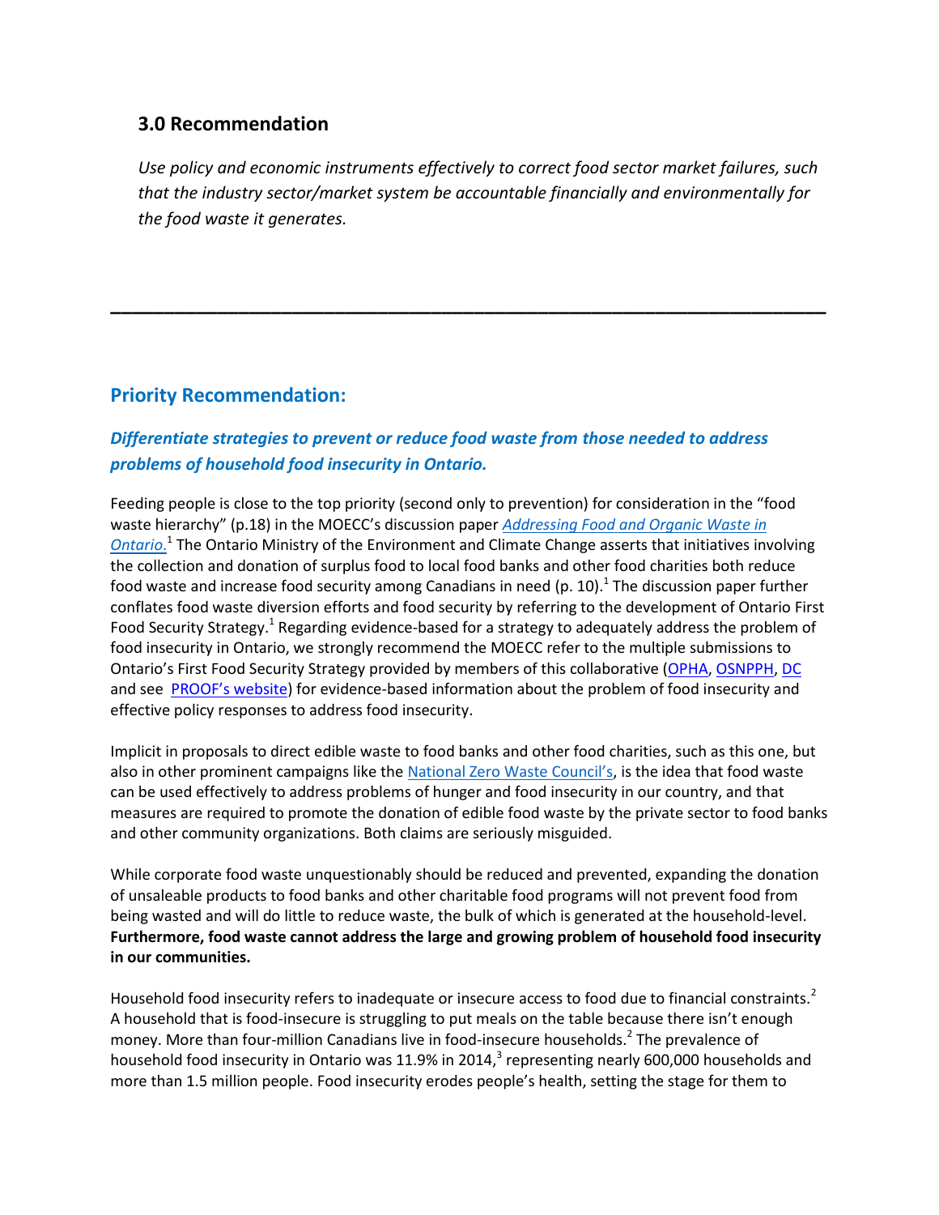## 3.0 Recommendation

*Use policy and economic instruments effectively to correct food sector market failures, such that the industry sector/market system be accountable financially and environmentally for the food waste it generates.*

---

## Priority Recommendation:

### *Differentiate strategies to prevent or reduce food waste from those needed to address problems of household food insecurity in Ontario.*

Feeding people is close to the top priority (second only to prevention) for consideration in the "food waste hierarchy" (p.18) in the MOECC's discussion paper *Addressing Food and Organic Waste in Ontario*.[1] The Ontario Ministry of the Environment and Climate Change asserts that initiatives involving the collection and donation of surplus food to local food banks and other food charities both reduce food waste and increase food security among Canadians in need (p. 10).[1] The discussion paper further conflates food waste diversion efforts and food security by referring to the development of Ontario First Food Security Strategy.[1] Regarding evidence-based for a strategy to adequately address the problem of food insecurity in Ontario, we strongly recommend the MOECC refer to the multiple submissions to Ontario's First Food Security Strategy provided by members of this collaborative (OPHA, OSNPPH, DC and see PROOF's website) for evidence-based information about the problem of food insecurity and effective policy responses to address food insecurity.

Implicit in proposals to direct edible waste to food banks and other food charities, such as this one, but also in other prominent campaigns like the National Zero Waste Council's, is the idea that food waste can be used effectively to address problems of hunger and food insecurity in our country, and that measures are required to promote the donation of edible food waste by the private sector to food banks and other community organizations. Both claims are seriously misguided.

While corporate food waste unquestionably should be reduced and prevented, expanding the donation of unsaleable products to food banks and other charitable food programs will not prevent food from being wasted and will do little to reduce waste, the bulk of which is generated at the household-level. **Furthermore, food waste cannot address the large and growing problem of household food insecurity in our communities.**

Household food insecurity refers to inadequate or insecure access to food due to financial constraints.[2] A household that is food-insecure is struggling to put meals on the table because there isn't enough money. More than four-million Canadians live in food-insecure households.[2] The prevalence of household food insecurity in Ontario was 11.9% in 2014,[3] representing nearly 600,000 households and more than 1.5 million people. Food insecurity erodes people's health, setting the stage for them to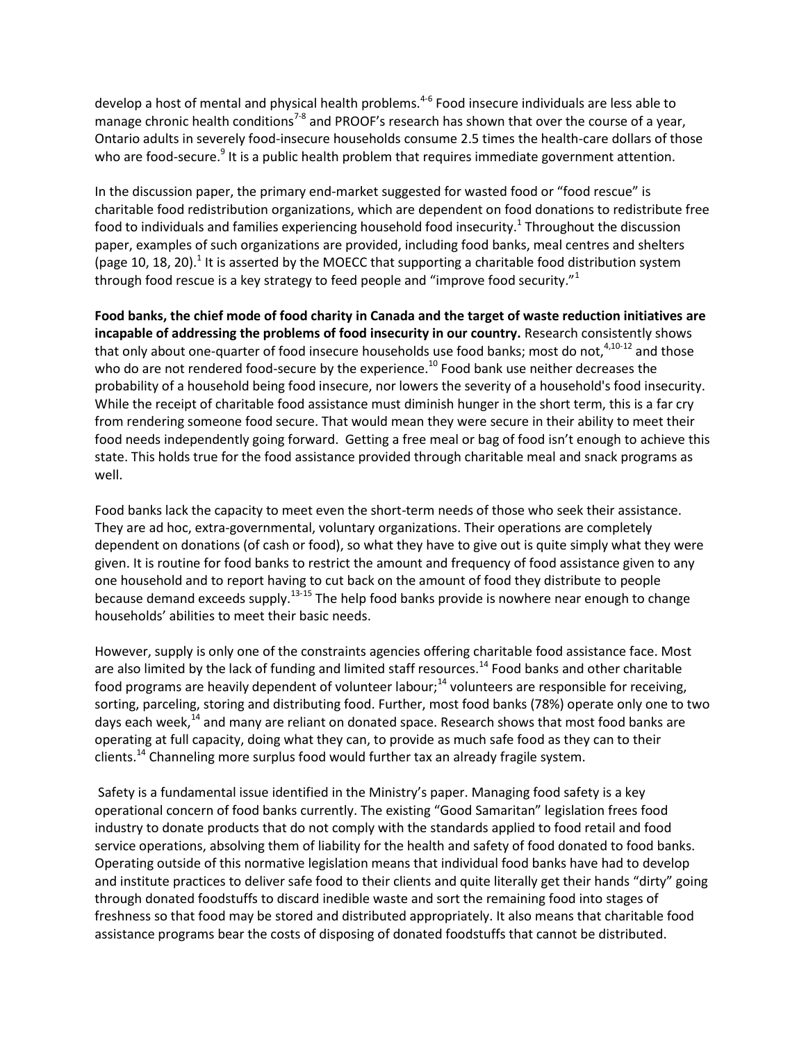develop a host of mental and physical health problems.[4-6] Food insecure individuals are less able to manage chronic health conditions[7-8] and PROOF's research has shown that over the course of a year, Ontario adults in severely food-insecure households consume 2.5 times the health-care dollars of those who are food-secure.[9] It is a public health problem that requires immediate government attention.

In the discussion paper, the primary end-market suggested for wasted food or "food rescue" is charitable food redistribution organizations, which are dependent on food donations to redistribute free food to individuals and families experiencing household food insecurity.[1] Throughout the discussion paper, examples of such organizations are provided, including food banks, meal centres and shelters (page 10, 18, 20).[1] It is asserted by the MOECC that supporting a charitable food distribution system through food rescue is a key strategy to feed people and "improve food security."[1]

**Food banks, the chief mode of food charity in Canada and the target of waste reduction initiatives are incapable of addressing the problems of food insecurity in our country.** Research consistently shows that only about one-quarter of food insecure households use food banks; most do not,[4,10-12] and those who do are not rendered food-secure by the experience.[10] Food bank use neither decreases the probability of a household being food insecure, nor lowers the severity of a household's food insecurity. While the receipt of charitable food assistance must diminish hunger in the short term, this is a far cry from rendering someone food secure. That would mean they were secure in their ability to meet their food needs independently going forward. Getting a free meal or bag of food isn't enough to achieve this state. This holds true for the food assistance provided through charitable meal and snack programs as well.

Food banks lack the capacity to meet even the short-term needs of those who seek their assistance. They are ad hoc, extra-governmental, voluntary organizations. Their operations are completely dependent on donations (of cash or food), so what they have to give out is quite simply what they were given. It is routine for food banks to restrict the amount and frequency of food assistance given to any one household and to report having to cut back on the amount of food they distribute to people because demand exceeds supply.[13-15] The help food banks provide is nowhere near enough to change households' abilities to meet their basic needs.

However, supply is only one of the constraints agencies offering charitable food assistance face. Most are also limited by the lack of funding and limited staff resources.[14] Food banks and other charitable food programs are heavily dependent of volunteer labour;[14] volunteers are responsible for receiving, sorting, parceling, storing and distributing food. Further, most food banks (78%) operate only one to two days each week,[14] and many are reliant on donated space. Research shows that most food banks are operating at full capacity, doing what they can, to provide as much safe food as they can to their clients.[14] Channeling more surplus food would further tax an already fragile system.

Safety is a fundamental issue identified in the Ministry's paper. Managing food safety is a key operational concern of food banks currently. The existing "Good Samaritan" legislation frees food industry to donate products that do not comply with the standards applied to food retail and food service operations, absolving them of liability for the health and safety of food donated to food banks. Operating outside of this normative legislation means that individual food banks have had to develop and institute practices to deliver safe food to their clients and quite literally get their hands "dirty" going through donated foodstuffs to discard inedible waste and sort the remaining food into stages of freshness so that food may be stored and distributed appropriately. It also means that charitable food assistance programs bear the costs of disposing of donated foodstuffs that cannot be distributed.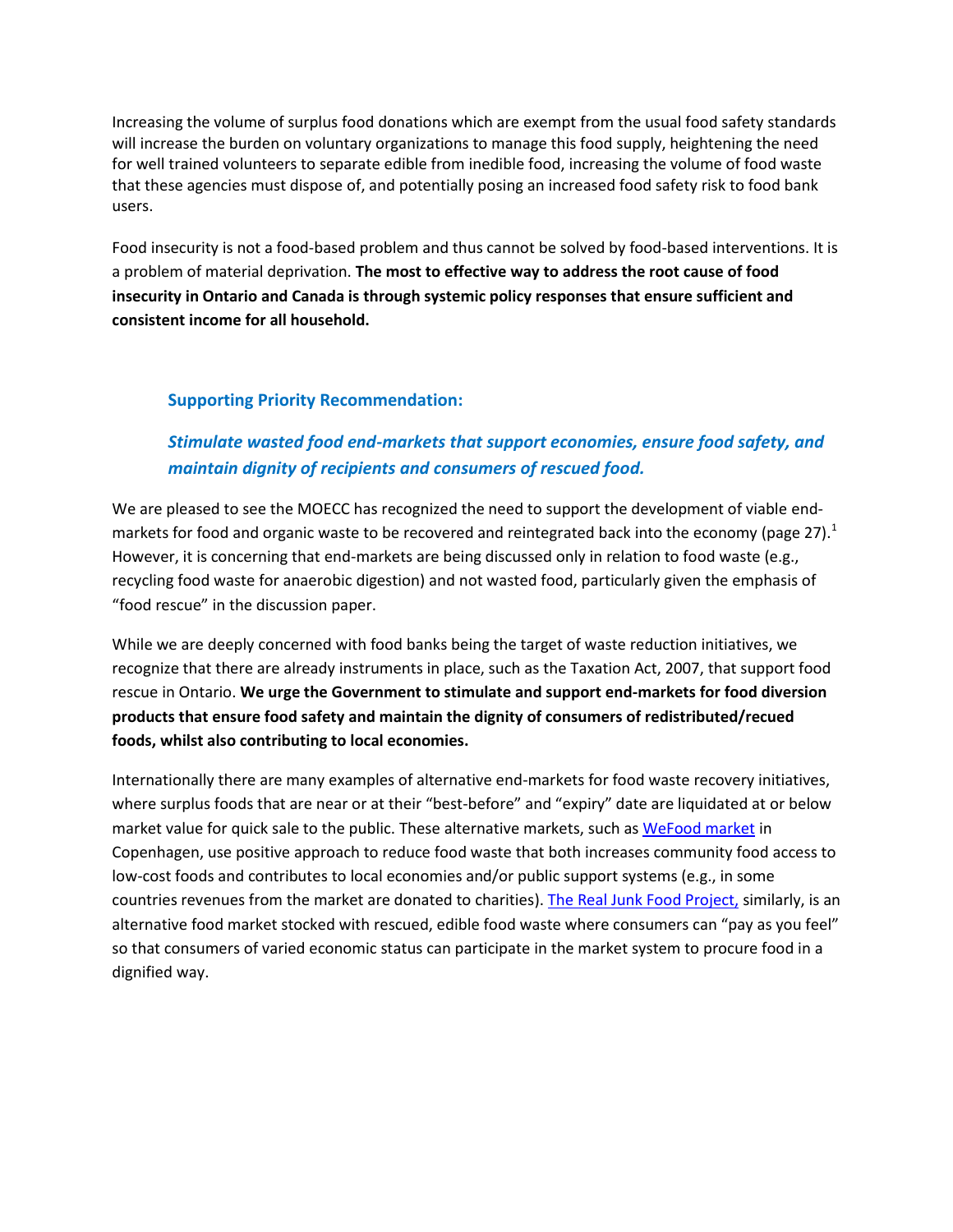Increasing the volume of surplus food donations which are exempt from the usual food safety standards will increase the burden on voluntary organizations to manage this food supply, heightening the need for well trained volunteers to separate edible from inedible food, increasing the volume of food waste that these agencies must dispose of, and potentially posing an increased food safety risk to food bank users.

Food insecurity is not a food-based problem and thus cannot be solved by food-based interventions. It is a problem of material deprivation. **The most to effective way to address the root cause of food insecurity in Ontario and Canada is through systemic policy responses that ensure sufficient and consistent income for all household.**

### Supporting Priority Recommendation:

***Stimulate wasted food end-markets that support economies, ensure food safety, and maintain dignity of recipients and consumers of rescued food.***

We are pleased to see the MOECC has recognized the need to support the development of viable end-markets for food and organic waste to be recovered and reintegrated back into the economy (page 27).[1] However, it is concerning that end-markets are being discussed only in relation to food waste (e.g., recycling food waste for anaerobic digestion) and not wasted food, particularly given the emphasis of "food rescue" in the discussion paper.

While we are deeply concerned with food banks being the target of waste reduction initiatives, we recognize that there are already instruments in place, such as the Taxation Act, 2007, that support food rescue in Ontario. **We urge the Government to stimulate and support end-markets for food diversion products that ensure food safety and maintain the dignity of consumers of redistributed/recued foods, whilst also contributing to local economies.**

Internationally there are many examples of alternative end-markets for food waste recovery initiatives, where surplus foods that are near or at their "best-before" and "expiry" date are liquidated at or below market value for quick sale to the public. These alternative markets, such as WeFood market in Copenhagen, use positive approach to reduce food waste that both increases community food access to low-cost foods and contributes to local economies and/or public support systems (e.g., in some countries revenues from the market are donated to charities). The Real Junk Food Project, similarly, is an alternative food market stocked with rescued, edible food waste where consumers can "pay as you feel" so that consumers of varied economic status can participate in the market system to procure food in a dignified way.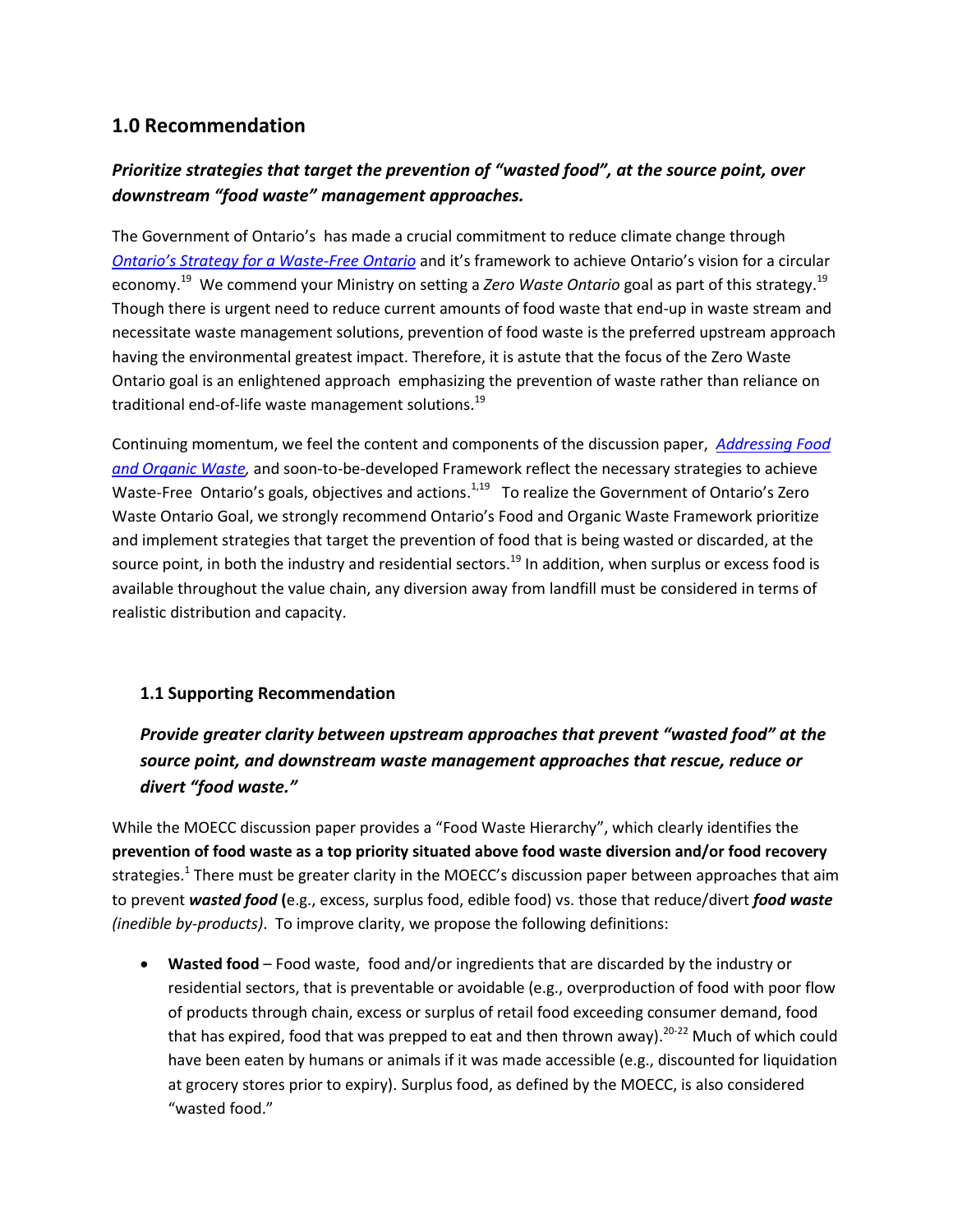## 1.0 Recommendation

### *Prioritize strategies that target the prevention of "wasted food", at the source point, over downstream "food waste" management approaches.*

The Government of Ontario's has made a crucial commitment to reduce climate change through [*Ontario's Strategy for a Waste-Free Ontario*]() and it's framework to achieve Ontario's vision for a circular economy.[19] We commend your Ministry on setting a *Zero Waste Ontario* goal as part of this strategy.[19] Though there is urgent need to reduce current amounts of food waste that end-up in waste stream and necessitate waste management solutions, prevention of food waste is the preferred upstream approach having the environmental greatest impact. Therefore, it is astute that the focus of the Zero Waste Ontario goal is an enlightened approach emphasizing the prevention of waste rather than reliance on traditional end-of-life waste management solutions.[19]

Continuing momentum, we feel the content and components of the discussion paper, [*Addressing Food and Organic Waste*](), and soon-to-be-developed Framework reflect the necessary strategies to achieve Waste-Free Ontario's goals, objectives and actions.[1,19] To realize the Government of Ontario's Zero Waste Ontario Goal, we strongly recommend Ontario's Food and Organic Waste Framework prioritize and implement strategies that target the prevention of food that is being wasted or discarded, at the source point, in both the industry and residential sectors.[19] In addition, when surplus or excess food is available throughout the value chain, any diversion away from landfill must be considered in terms of realistic distribution and capacity.

### 1.1 Supporting Recommendation

#### *Provide greater clarity between upstream approaches that prevent "wasted food" at the source point, and downstream waste management approaches that rescue, reduce or divert "food waste."*

While the MOECC discussion paper provides a "Food Waste Hierarchy", which clearly identifies the **prevention of food waste as a top priority situated above food waste diversion and/or food recovery** strategies.[1] There must be greater clarity in the MOECC's discussion paper between approaches that aim to prevent ***wasted food*** **(**e.g., excess, surplus food, edible food) vs. those that reduce/divert ***food waste*** *(inedible by-products)*. To improve clarity, we propose the following definitions:

- **Wasted food** – Food waste, food and/or ingredients that are discarded by the industry or residential sectors, that is preventable or avoidable (e.g., overproduction of food with poor flow of products through chain, excess or surplus of retail food exceeding consumer demand, food that has expired, food that was prepped to eat and then thrown away).[20-22] Much of which could have been eaten by humans or animals if it was made accessible (e.g., discounted for liquidation at grocery stores prior to expiry). Surplus food, as defined by the MOECC, is also considered "wasted food."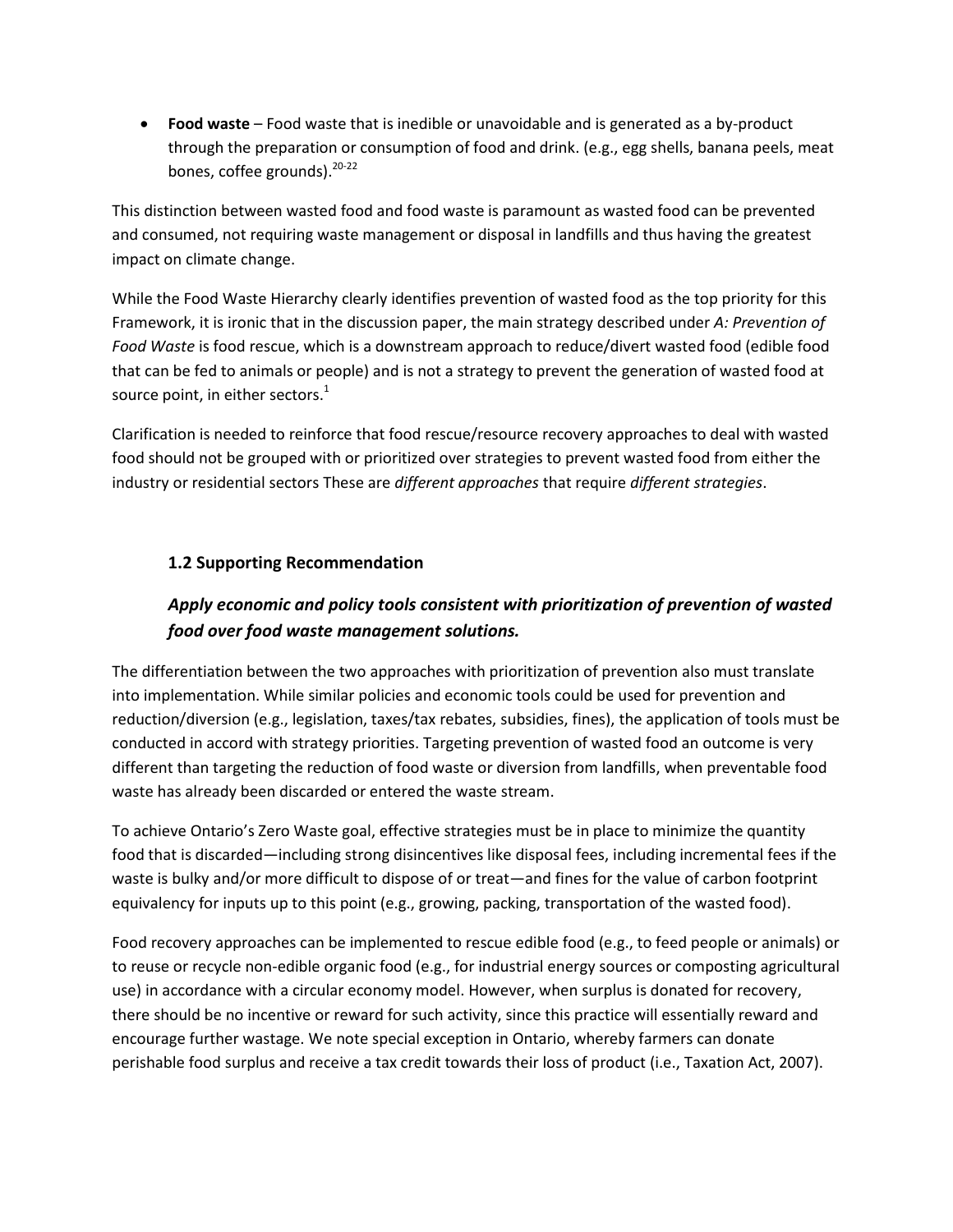- **Food waste** – Food waste that is inedible or unavoidable and is generated as a by-product through the preparation or consumption of food and drink. (e.g., egg shells, banana peels, meat bones, coffee grounds).[20-22]

This distinction between wasted food and food waste is paramount as wasted food can be prevented and consumed, not requiring waste management or disposal in landfills and thus having the greatest impact on climate change.

While the Food Waste Hierarchy clearly identifies prevention of wasted food as the top priority for this Framework, it is ironic that in the discussion paper, the main strategy described under *A: Prevention of Food Waste* is food rescue, which is a downstream approach to reduce/divert wasted food (edible food that can be fed to animals or people) and is not a strategy to prevent the generation of wasted food at source point, in either sectors.[1]

Clarification is needed to reinforce that food rescue/resource recovery approaches to deal with wasted food should not be grouped with or prioritized over strategies to prevent wasted food from either the industry or residential sectors These are *different approaches* that require *different strategies*.

### 1.2 Supporting Recommendation

### *Apply economic and policy tools consistent with prioritization of prevention of wasted food over food waste management solutions.*

The differentiation between the two approaches with prioritization of prevention also must translate into implementation. While similar policies and economic tools could be used for prevention and reduction/diversion (e.g., legislation, taxes/tax rebates, subsidies, fines), the application of tools must be conducted in accord with strategy priorities. Targeting prevention of wasted food an outcome is very different than targeting the reduction of food waste or diversion from landfills, when preventable food waste has already been discarded or entered the waste stream.

To achieve Ontario's Zero Waste goal, effective strategies must be in place to minimize the quantity food that is discarded—including strong disincentives like disposal fees, including incremental fees if the waste is bulky and/or more difficult to dispose of or treat—and fines for the value of carbon footprint equivalency for inputs up to this point (e.g., growing, packing, transportation of the wasted food).

Food recovery approaches can be implemented to rescue edible food (e.g., to feed people or animals) or to reuse or recycle non-edible organic food (e.g., for industrial energy sources or composting agricultural use) in accordance with a circular economy model. However, when surplus is donated for recovery, there should be no incentive or reward for such activity, since this practice will essentially reward and encourage further wastage. We note special exception in Ontario, whereby farmers can donate perishable food surplus and receive a tax credit towards their loss of product (i.e., Taxation Act, 2007).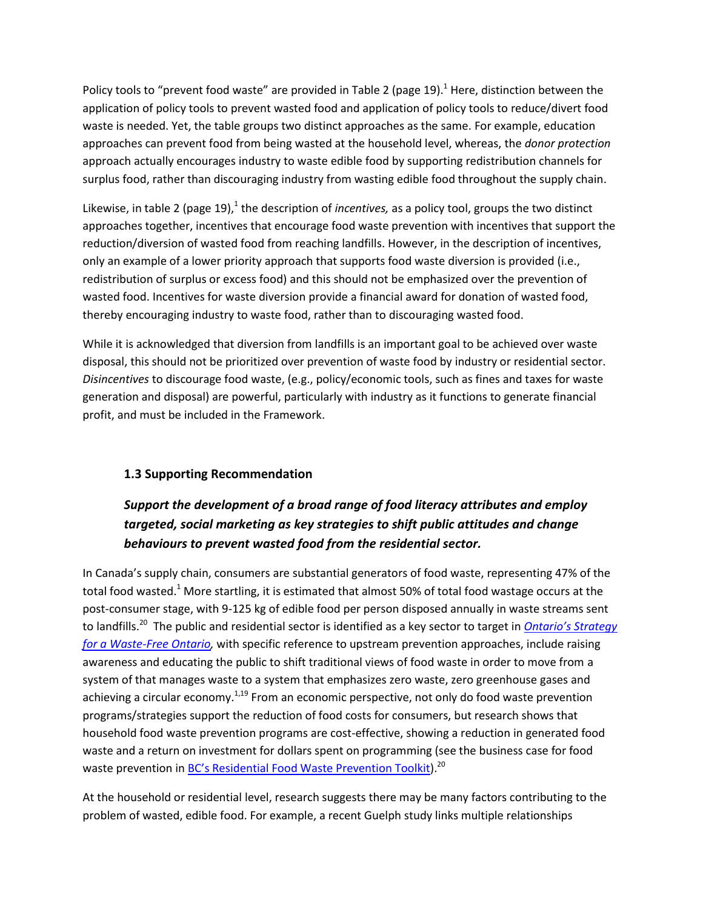Policy tools to "prevent food waste" are provided in Table 2 (page 19).[1] Here, distinction between the application of policy tools to prevent wasted food and application of policy tools to reduce/divert food waste is needed. Yet, the table groups two distinct approaches as the same. For example, education approaches can prevent food from being wasted at the household level, whereas, the *donor protection* approach actually encourages industry to waste edible food by supporting redistribution channels for surplus food, rather than discouraging industry from wasting edible food throughout the supply chain.

Likewise, in table 2 (page 19),[1] the description of *incentives,* as a policy tool, groups the two distinct approaches together, incentives that encourage food waste prevention with incentives that support the reduction/diversion of wasted food from reaching landfills. However, in the description of incentives, only an example of a lower priority approach that supports food waste diversion is provided (i.e., redistribution of surplus or excess food) and this should not be emphasized over the prevention of wasted food. Incentives for waste diversion provide a financial award for donation of wasted food, thereby encouraging industry to waste food, rather than to discouraging wasted food.

While it is acknowledged that diversion from landfills is an important goal to be achieved over waste disposal, this should not be prioritized over prevention of waste food by industry or residential sector. *Disincentives* to discourage food waste, (e.g., policy/economic tools, such as fines and taxes for waste generation and disposal) are powerful, particularly with industry as it functions to generate financial profit, and must be included in the Framework.

### 1.3 Supporting Recommendation

***Support the development of a broad range of food literacy attributes and employ targeted, social marketing as key strategies to shift public attitudes and change behaviours to prevent wasted food from the residential sector.***

In Canada's supply chain, consumers are substantial generators of food waste, representing 47% of the total food wasted.[1] More startling, it is estimated that almost 50% of total food wastage occurs at the post-consumer stage, with 9-125 kg of edible food per person disposed annually in waste streams sent to landfills.[20] The public and residential sector is identified as a key sector to target in *Ontario's Strategy for a Waste-Free Ontario,* with specific reference to upstream prevention approaches, include raising awareness and educating the public to shift traditional views of food waste in order to move from a system of that manages waste to a system that emphasizes zero waste, zero greenhouse gases and achieving a circular economy.[1,19] From an economic perspective, not only do food waste prevention programs/strategies support the reduction of food costs for consumers, but research shows that household food waste prevention programs are cost-effective, showing a reduction in generated food waste and a return on investment for dollars spent on programming (see the business case for food waste prevention in BC's Residential Food Waste Prevention Toolkit).[20]

At the household or residential level, research suggests there may be many factors contributing to the problem of wasted, edible food. For example, a recent Guelph study links multiple relationships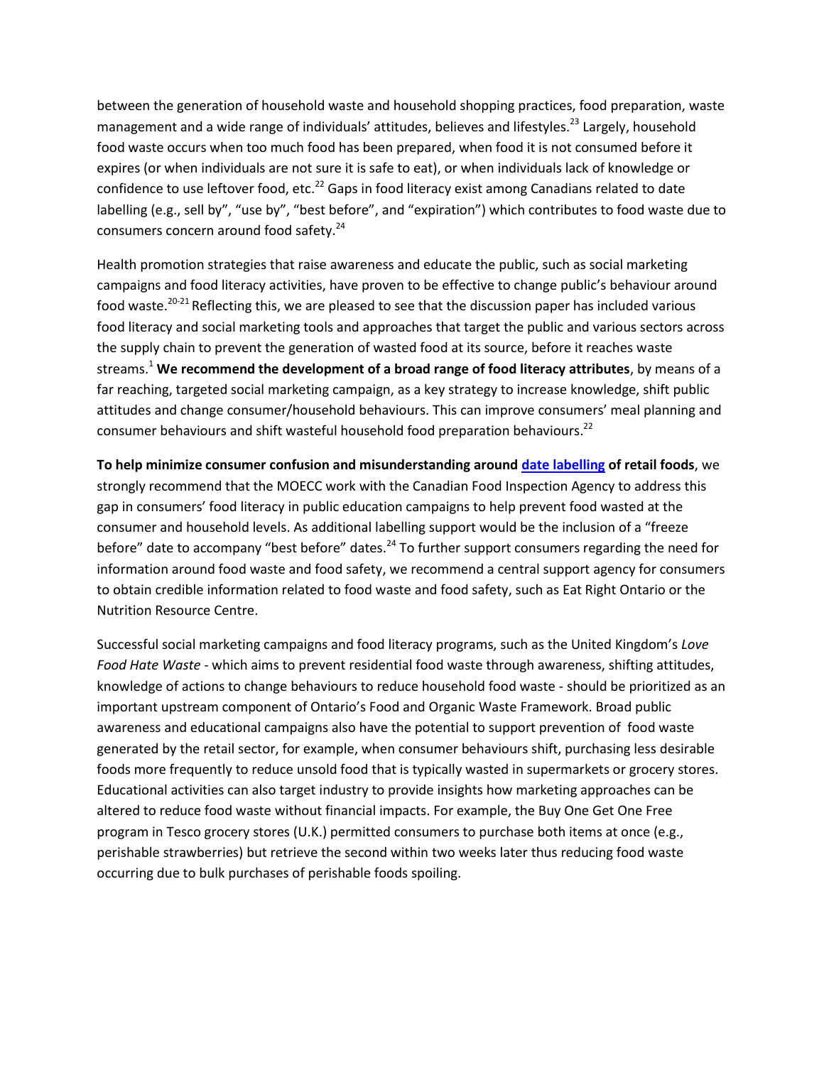between the generation of household waste and household shopping practices, food preparation, waste management and a wide range of individuals' attitudes, believes and lifestyles.[23] Largely, household food waste occurs when too much food has been prepared, when food it is not consumed before it expires (or when individuals are not sure it is safe to eat), or when individuals lack of knowledge or confidence to use leftover food, etc.[22] Gaps in food literacy exist among Canadians related to date labelling (e.g., sell by", "use by", "best before", and "expiration") which contributes to food waste due to consumers concern around food safety.[24]

Health promotion strategies that raise awareness and educate the public, such as social marketing campaigns and food literacy activities, have proven to be effective to change public's behaviour around food waste.[20-21] Reflecting this, we are pleased to see that the discussion paper has included various food literacy and social marketing tools and approaches that target the public and various sectors across the supply chain to prevent the generation of wasted food at its source, before it reaches waste streams.[1] **We recommend the development of a broad range of food literacy attributes**, by means of a far reaching, targeted social marketing campaign, as a key strategy to increase knowledge, shift public attitudes and change consumer/household behaviours. This can improve consumers' meal planning and consumer behaviours and shift wasteful household food preparation behaviours.[22]

**To help minimize consumer confusion and misunderstanding around date labelling of retail foods**, we strongly recommend that the MOECC work with the Canadian Food Inspection Agency to address this gap in consumers' food literacy in public education campaigns to help prevent food wasted at the consumer and household levels. As additional labelling support would be the inclusion of a "freeze before" date to accompany "best before" dates.[24] To further support consumers regarding the need for information around food waste and food safety, we recommend a central support agency for consumers to obtain credible information related to food waste and food safety, such as Eat Right Ontario or the Nutrition Resource Centre.

Successful social marketing campaigns and food literacy programs, such as the United Kingdom's *Love Food Hate Waste* - which aims to prevent residential food waste through awareness, shifting attitudes, knowledge of actions to change behaviours to reduce household food waste - should be prioritized as an important upstream component of Ontario's Food and Organic Waste Framework. Broad public awareness and educational campaigns also have the potential to support prevention of food waste generated by the retail sector, for example, when consumer behaviours shift, purchasing less desirable foods more frequently to reduce unsold food that is typically wasted in supermarkets or grocery stores. Educational activities can also target industry to provide insights how marketing approaches can be altered to reduce food waste without financial impacts. For example, the Buy One Get One Free program in Tesco grocery stores (U.K.) permitted consumers to purchase both items at once (e.g., perishable strawberries) but retrieve the second within two weeks later thus reducing food waste occurring due to bulk purchases of perishable foods spoiling.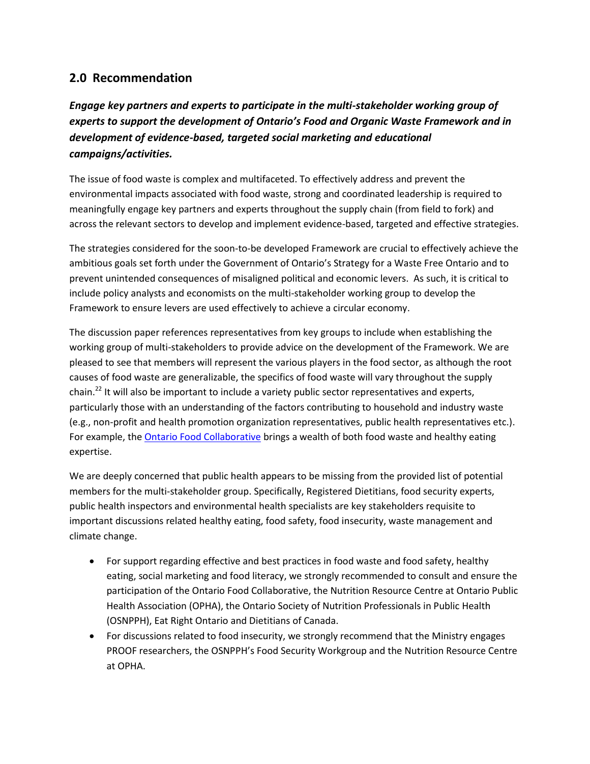## 2.0 Recommendation

***Engage key partners and experts to participate in the multi-stakeholder working group of experts to support the development of Ontario's Food and Organic Waste Framework and in development of evidence-based, targeted social marketing and educational campaigns/activities.***

The issue of food waste is complex and multifaceted. To effectively address and prevent the environmental impacts associated with food waste, strong and coordinated leadership is required to meaningfully engage key partners and experts throughout the supply chain (from field to fork) and across the relevant sectors to develop and implement evidence-based, targeted and effective strategies.

The strategies considered for the soon-to-be developed Framework are crucial to effectively achieve the ambitious goals set forth under the Government of Ontario's Strategy for a Waste Free Ontario and to prevent unintended consequences of misaligned political and economic levers. As such, it is critical to include policy analysts and economists on the multi-stakeholder working group to develop the Framework to ensure levers are used effectively to achieve a circular economy.

The discussion paper references representatives from key groups to include when establishing the working group of multi-stakeholders to provide advice on the development of the Framework. We are pleased to see that members will represent the various players in the food sector, as although the root causes of food waste are generalizable, the specifics of food waste will vary throughout the supply chain.[22] It will also be important to include a variety public sector representatives and experts, particularly those with an understanding of the factors contributing to household and industry waste (e.g., non-profit and health promotion organization representatives, public health representatives etc.). For example, the [Ontario Food Collaborative](#) brings a wealth of both food waste and healthy eating expertise.

We are deeply concerned that public health appears to be missing from the provided list of potential members for the multi-stakeholder group. Specifically, Registered Dietitians, food security experts, public health inspectors and environmental health specialists are key stakeholders requisite to important discussions related healthy eating, food safety, food insecurity, waste management and climate change.

- For support regarding effective and best practices in food waste and food safety, healthy eating, social marketing and food literacy, we strongly recommended to consult and ensure the participation of the Ontario Food Collaborative, the Nutrition Resource Centre at Ontario Public Health Association (OPHA), the Ontario Society of Nutrition Professionals in Public Health (OSNPPH), Eat Right Ontario and Dietitians of Canada.
- For discussions related to food insecurity, we strongly recommend that the Ministry engages PROOF researchers, the OSNPPH's Food Security Workgroup and the Nutrition Resource Centre at OPHA.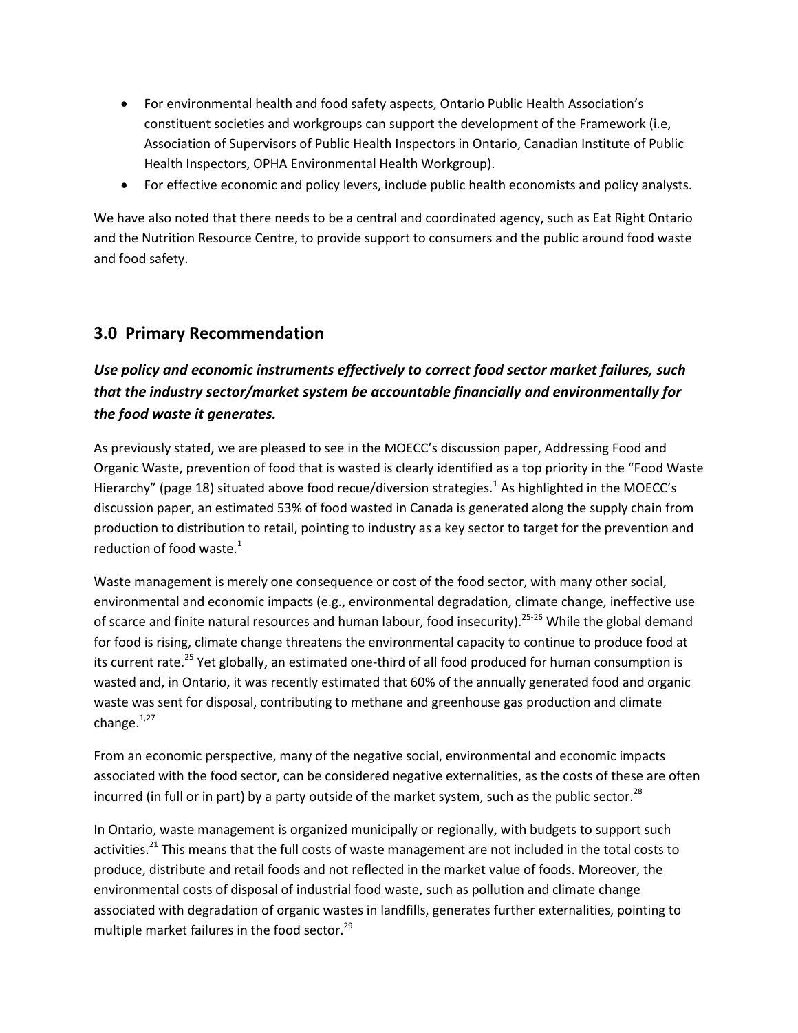- For environmental health and food safety aspects, Ontario Public Health Association's constituent societies and workgroups can support the development of the Framework (i.e, Association of Supervisors of Public Health Inspectors in Ontario, Canadian Institute of Public Health Inspectors, OPHA Environmental Health Workgroup).
- For effective economic and policy levers, include public health economists and policy analysts.

We have also noted that there needs to be a central and coordinated agency, such as Eat Right Ontario and the Nutrition Resource Centre, to provide support to consumers and the public around food waste and food safety.

## 3.0 Primary Recommendation

### *Use policy and economic instruments effectively to correct food sector market failures, such that the industry sector/market system be accountable financially and environmentally for the food waste it generates.*

As previously stated, we are pleased to see in the MOECC's discussion paper, Addressing Food and Organic Waste, prevention of food that is wasted is clearly identified as a top priority in the "Food Waste Hierarchy" (page 18) situated above food recue/diversion strategies.[1] As highlighted in the MOECC's discussion paper, an estimated 53% of food wasted in Canada is generated along the supply chain from production to distribution to retail, pointing to industry as a key sector to target for the prevention and reduction of food waste.[1]

Waste management is merely one consequence or cost of the food sector, with many other social, environmental and economic impacts (e.g., environmental degradation, climate change, ineffective use of scarce and finite natural resources and human labour, food insecurity).[25-26] While the global demand for food is rising, climate change threatens the environmental capacity to continue to produce food at its current rate.[25] Yet globally, an estimated one-third of all food produced for human consumption is wasted and, in Ontario, it was recently estimated that 60% of the annually generated food and organic waste was sent for disposal, contributing to methane and greenhouse gas production and climate change.[1,27]

From an economic perspective, many of the negative social, environmental and economic impacts associated with the food sector, can be considered negative externalities, as the costs of these are often incurred (in full or in part) by a party outside of the market system, such as the public sector.[28]

In Ontario, waste management is organized municipally or regionally, with budgets to support such activities.[21] This means that the full costs of waste management are not included in the total costs to produce, distribute and retail foods and not reflected in the market value of foods. Moreover, the environmental costs of disposal of industrial food waste, such as pollution and climate change associated with degradation of organic wastes in landfills, generates further externalities, pointing to multiple market failures in the food sector.[29]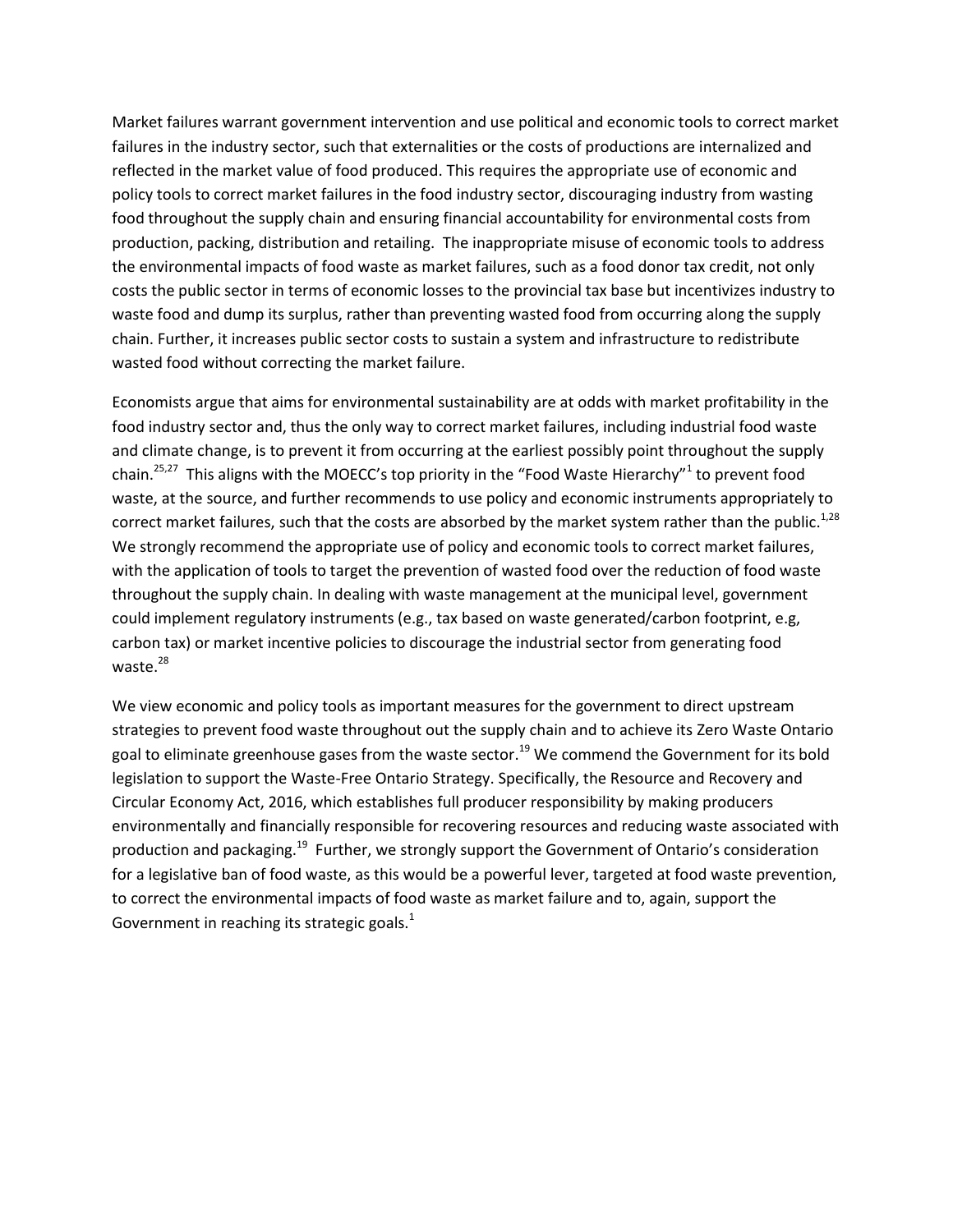Market failures warrant government intervention and use political and economic tools to correct market failures in the industry sector, such that externalities or the costs of productions are internalized and reflected in the market value of food produced. This requires the appropriate use of economic and policy tools to correct market failures in the food industry sector, discouraging industry from wasting food throughout the supply chain and ensuring financial accountability for environmental costs from production, packing, distribution and retailing. The inappropriate misuse of economic tools to address the environmental impacts of food waste as market failures, such as a food donor tax credit, not only costs the public sector in terms of economic losses to the provincial tax base but incentivizes industry to waste food and dump its surplus, rather than preventing wasted food from occurring along the supply chain. Further, it increases public sector costs to sustain a system and infrastructure to redistribute wasted food without correcting the market failure.

Economists argue that aims for environmental sustainability are at odds with market profitability in the food industry sector and, thus the only way to correct market failures, including industrial food waste and climate change, is to prevent it from occurring at the earliest possibly point throughout the supply chain.[25,27] This aligns with the MOECC's top priority in the "Food Waste Hierarchy"[1] to prevent food waste, at the source, and further recommends to use policy and economic instruments appropriately to correct market failures, such that the costs are absorbed by the market system rather than the public.[1,28] We strongly recommend the appropriate use of policy and economic tools to correct market failures, with the application of tools to target the prevention of wasted food over the reduction of food waste throughout the supply chain. In dealing with waste management at the municipal level, government could implement regulatory instruments (e.g., tax based on waste generated/carbon footprint, e.g, carbon tax) or market incentive policies to discourage the industrial sector from generating food waste.[28]

We view economic and policy tools as important measures for the government to direct upstream strategies to prevent food waste throughout out the supply chain and to achieve its Zero Waste Ontario goal to eliminate greenhouse gases from the waste sector.[19] We commend the Government for its bold legislation to support the Waste-Free Ontario Strategy. Specifically, the Resource and Recovery and Circular Economy Act, 2016, which establishes full producer responsibility by making producers environmentally and financially responsible for recovering resources and reducing waste associated with production and packaging.[19] Further, we strongly support the Government of Ontario's consideration for a legislative ban of food waste, as this would be a powerful lever, targeted at food waste prevention, to correct the environmental impacts of food waste as market failure and to, again, support the Government in reaching its strategic goals.[1]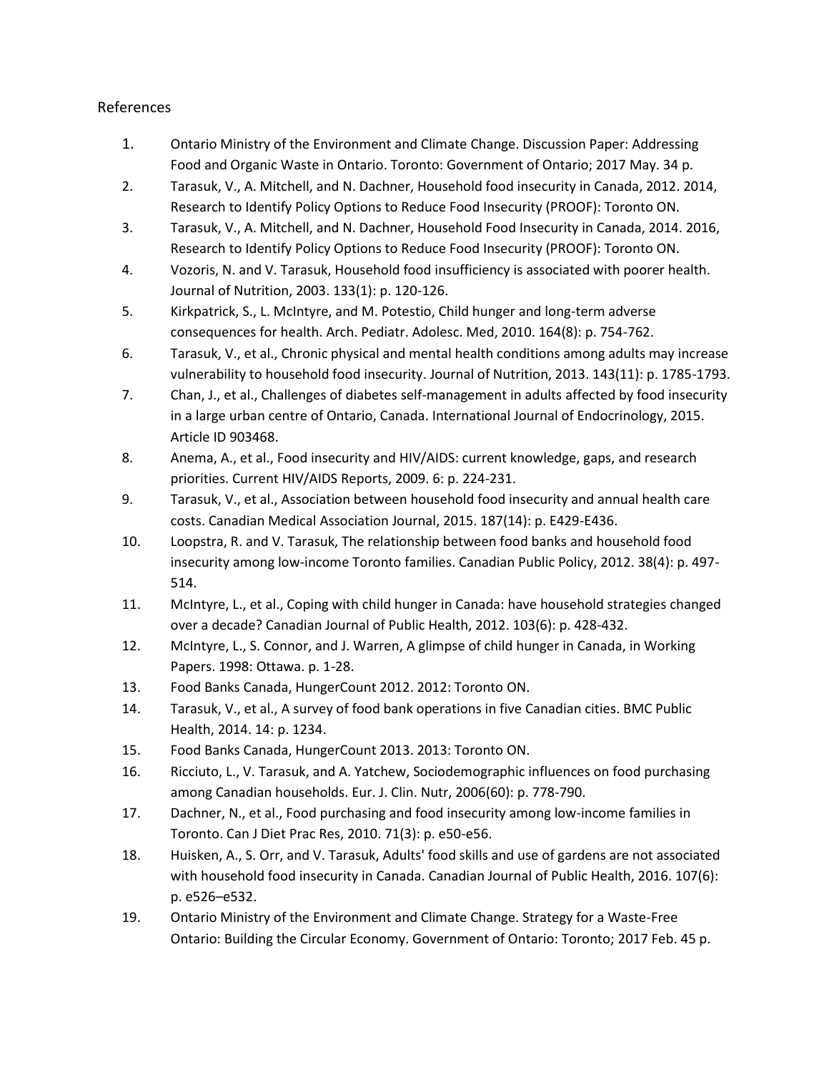References

1. Ontario Ministry of the Environment and Climate Change. Discussion Paper: Addressing Food and Organic Waste in Ontario. Toronto: Government of Ontario; 2017 May. 34 p.
2. Tarasuk, V., A. Mitchell, and N. Dachner, Household food insecurity in Canada, 2012. 2014, Research to Identify Policy Options to Reduce Food Insecurity (PROOF): Toronto ON.
3. Tarasuk, V., A. Mitchell, and N. Dachner, Household Food Insecurity in Canada, 2014. 2016, Research to Identify Policy Options to Reduce Food Insecurity (PROOF): Toronto ON.
4. Vozoris, N. and V. Tarasuk, Household food insufficiency is associated with poorer health. Journal of Nutrition, 2003. 133(1): p. 120-126.
5. Kirkpatrick, S., L. McIntyre, and M. Potestio, Child hunger and long-term adverse consequences for health. Arch. Pediatr. Adolesc. Med, 2010. 164(8): p. 754-762.
6. Tarasuk, V., et al., Chronic physical and mental health conditions among adults may increase vulnerability to household food insecurity. Journal of Nutrition, 2013. 143(11): p. 1785-1793.
7. Chan, J., et al., Challenges of diabetes self-management in adults affected by food insecurity in a large urban centre of Ontario, Canada. International Journal of Endocrinology, 2015. Article ID 903468.
8. Anema, A., et al., Food insecurity and HIV/AIDS: current knowledge, gaps, and research priorities. Current HIV/AIDS Reports, 2009. 6: p. 224-231.
9. Tarasuk, V., et al., Association between household food insecurity and annual health care costs. Canadian Medical Association Journal, 2015. 187(14): p. E429-E436.
10. Loopstra, R. and V. Tarasuk, The relationship between food banks and household food insecurity among low-income Toronto families. Canadian Public Policy, 2012. 38(4): p. 497-514.
11. McIntyre, L., et al., Coping with child hunger in Canada: have household strategies changed over a decade? Canadian Journal of Public Health, 2012. 103(6): p. 428-432.
12. McIntyre, L., S. Connor, and J. Warren, A glimpse of child hunger in Canada, in Working Papers. 1998: Ottawa. p. 1-28.
13. Food Banks Canada, HungerCount 2012. 2012: Toronto ON.
14. Tarasuk, V., et al., A survey of food bank operations in five Canadian cities. BMC Public Health, 2014. 14: p. 1234.
15. Food Banks Canada, HungerCount 2013. 2013: Toronto ON.
16. Ricciuto, L., V. Tarasuk, and A. Yatchew, Sociodemographic influences on food purchasing among Canadian households. Eur. J. Clin. Nutr, 2006(60): p. 778-790.
17. Dachner, N., et al., Food purchasing and food insecurity among low-income families in Toronto. Can J Diet Prac Res, 2010. 71(3): p. e50-e56.
18. Huisken, A., S. Orr, and V. Tarasuk, Adults' food skills and use of gardens are not associated with household food insecurity in Canada. Canadian Journal of Public Health, 2016. 107(6): p. e526–e532.
19. Ontario Ministry of the Environment and Climate Change. Strategy for a Waste-Free Ontario: Building the Circular Economy. Government of Ontario: Toronto; 2017 Feb. 45 p.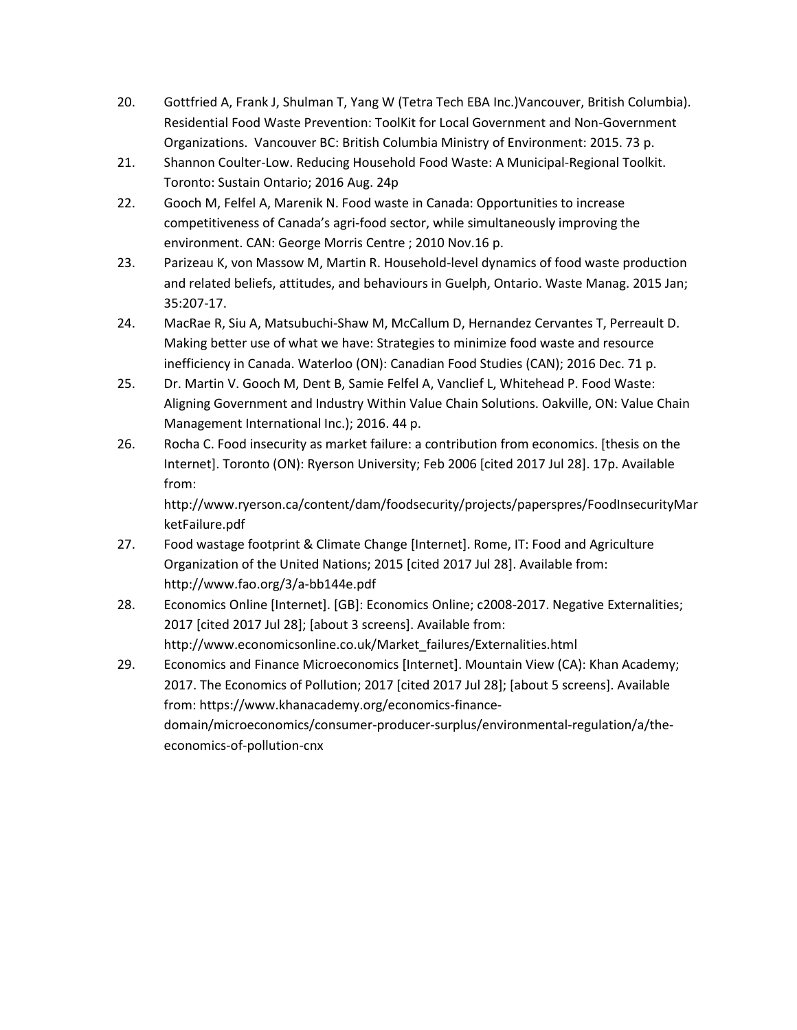20. Gottfried A, Frank J, Shulman T, Yang W (Tetra Tech EBA Inc.)Vancouver, British Columbia). Residential Food Waste Prevention: ToolKit for Local Government and Non-Government Organizations. Vancouver BC: British Columbia Ministry of Environment: 2015. 73 p.
21. Shannon Coulter-Low. Reducing Household Food Waste: A Municipal-Regional Toolkit. Toronto: Sustain Ontario; 2016 Aug. 24p
22. Gooch M, Felfel A, Marenik N. Food waste in Canada: Opportunities to increase competitiveness of Canada's agri-food sector, while simultaneously improving the environment. CAN: George Morris Centre ; 2010 Nov.16 p.
23. Parizeau K, von Massow M, Martin R. Household-level dynamics of food waste production and related beliefs, attitudes, and behaviours in Guelph, Ontario. Waste Manag. 2015 Jan; 35:207-17.
24. MacRae R, Siu A, Matsubuchi-Shaw M, McCallum D, Hernandez Cervantes T, Perreault D. Making better use of what we have: Strategies to minimize food waste and resource inefficiency in Canada. Waterloo (ON): Canadian Food Studies (CAN); 2016 Dec. 71 p.
25. Dr. Martin V. Gooch M, Dent B, Samie Felfel A, Vanclief L, Whitehead P. Food Waste: Aligning Government and Industry Within Value Chain Solutions. Oakville, ON: Value Chain Management International Inc.); 2016. 44 p.
26. Rocha C. Food insecurity as market failure: a contribution from economics. [thesis on the Internet]. Toronto (ON): Ryerson University; Feb 2006 [cited 2017 Jul 28]. 17p. Available from: http://www.ryerson.ca/content/dam/foodsecurity/projects/paperspres/FoodInsecurityMarketFailure.pdf
27. Food wastage footprint & Climate Change [Internet]. Rome, IT: Food and Agriculture Organization of the United Nations; 2015 [cited 2017 Jul 28]. Available from: http://www.fao.org/3/a-bb144e.pdf
28. Economics Online [Internet]. [GB]: Economics Online; c2008-2017. Negative Externalities; 2017 [cited 2017 Jul 28]; [about 3 screens]. Available from: http://www.economicsonline.co.uk/Market_failures/Externalities.html
29. Economics and Finance Microeconomics [Internet]. Mountain View (CA): Khan Academy; 2017. The Economics of Pollution; 2017 [cited 2017 Jul 28]; [about 5 screens]. Available from: https://www.khanacademy.org/economics-finance-domain/microeconomics/consumer-producer-surplus/environmental-regulation/a/the-economics-of-pollution-cnx